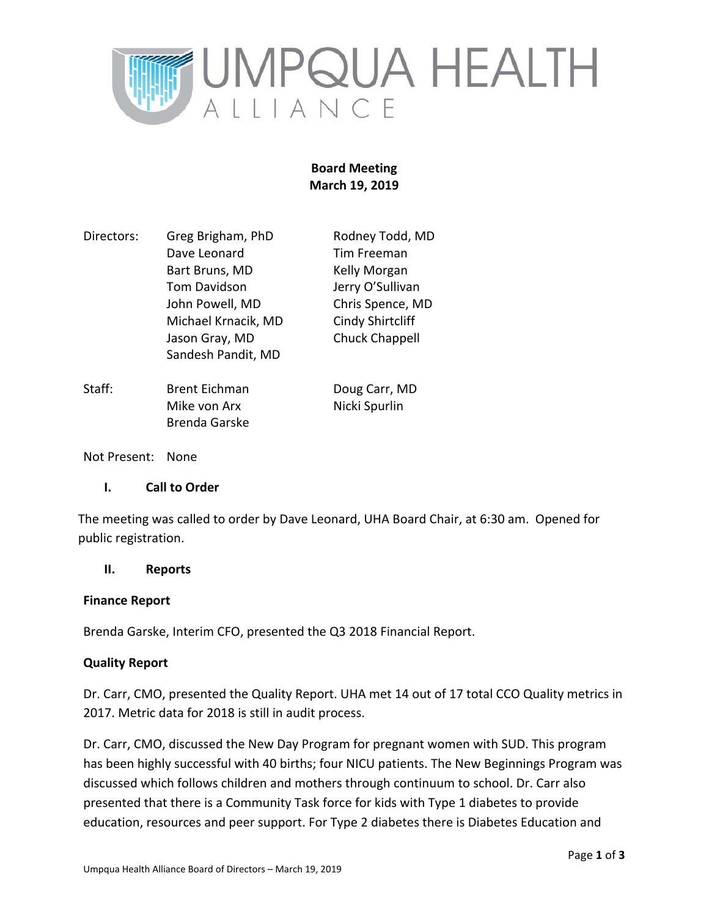# UMPQUA HEALTH ALLIANCE

**Board Meeting**
**March 19, 2019**

| | | |
|---|---|---|
| Directors: | Greg Brigham, PhD | Rodney Todd, MD |
| | Dave Leonard | Tim Freeman |
| | Bart Bruns, MD | Kelly Morgan |
| | Tom Davidson | Jerry O'Sullivan |
| | John Powell, MD | Chris Spence, MD |
| | Michael Krnacik, MD | Cindy Shirtcliff |
| | Jason Gray, MD | Chuck Chappell |
| | Sandesh Pandit, MD | |
| Staff: | Brent Eichman | Doug Carr, MD |
| | Mike von Arx | Nicki Spurlin |
| | Brenda Garske | |

Not Present: None

## I. Call to Order

The meeting was called to order by Dave Leonard, UHA Board Chair, at 6:30 am. Opened for public registration.

## II. Reports

### Finance Report

Brenda Garske, Interim CFO, presented the Q3 2018 Financial Report.

### Quality Report

Dr. Carr, CMO, presented the Quality Report. UHA met 14 out of 17 total CCO Quality metrics in 2017. Metric data for 2018 is still in audit process.

Dr. Carr, CMO, discussed the New Day Program for pregnant women with SUD. This program has been highly successful with 40 births; four NICU patients. The New Beginnings Program was discussed which follows children and mothers through continuum to school. Dr. Carr also presented that there is a Community Task force for kids with Type 1 diabetes to provide education, resources and peer support. For Type 2 diabetes there is Diabetes Education and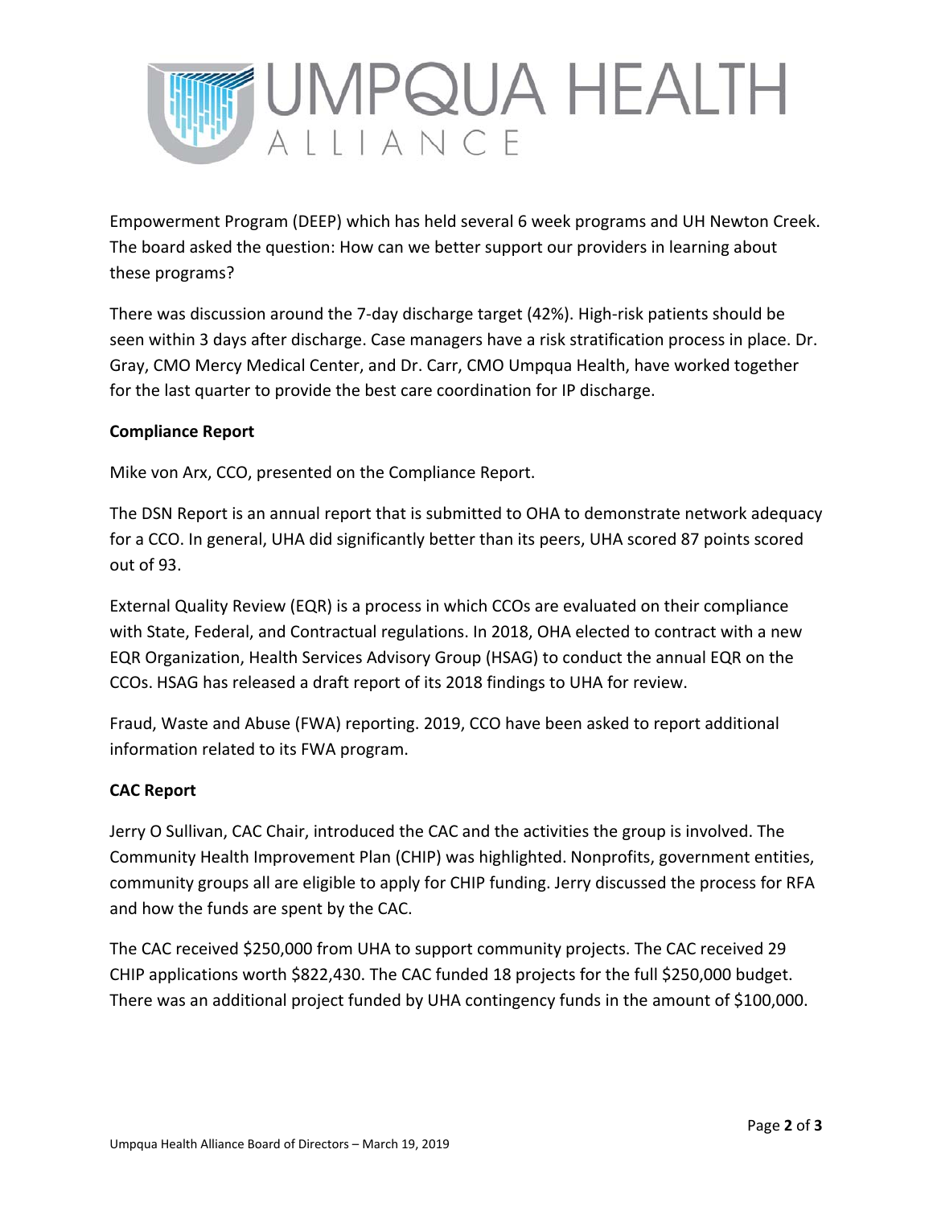Empowerment Program (DEEP) which has held several 6 week programs and UH Newton Creek. The board asked the question: How can we better support our providers in learning about these programs?

There was discussion around the 7-day discharge target (42%). High-risk patients should be seen within 3 days after discharge. Case managers have a risk stratification process in place. Dr. Gray, CMO Mercy Medical Center, and Dr. Carr, CMO Umpqua Health, have worked together for the last quarter to provide the best care coordination for IP discharge.

**Compliance Report**

Mike von Arx, CCO, presented on the Compliance Report.

The DSN Report is an annual report that is submitted to OHA to demonstrate network adequacy for a CCO. In general, UHA did significantly better than its peers, UHA scored 87 points scored out of 93.

External Quality Review (EQR) is a process in which CCOs are evaluated on their compliance with State, Federal, and Contractual regulations. In 2018, OHA elected to contract with a new EQR Organization, Health Services Advisory Group (HSAG) to conduct the annual EQR on the CCOs. HSAG has released a draft report of its 2018 findings to UHA for review.

Fraud, Waste and Abuse (FWA) reporting. 2019, CCO have been asked to report additional information related to its FWA program.

**CAC Report**

Jerry O Sullivan, CAC Chair, introduced the CAC and the activities the group is involved. The Community Health Improvement Plan (CHIP) was highlighted. Nonprofits, government entities, community groups all are eligible to apply for CHIP funding. Jerry discussed the process for RFA and how the funds are spent by the CAC.

The CAC received $250,000 from UHA to support community projects. The CAC received 29 CHIP applications worth $822,430. The CAC funded 18 projects for the full $250,000 budget. There was an additional project funded by UHA contingency funds in the amount of $100,000.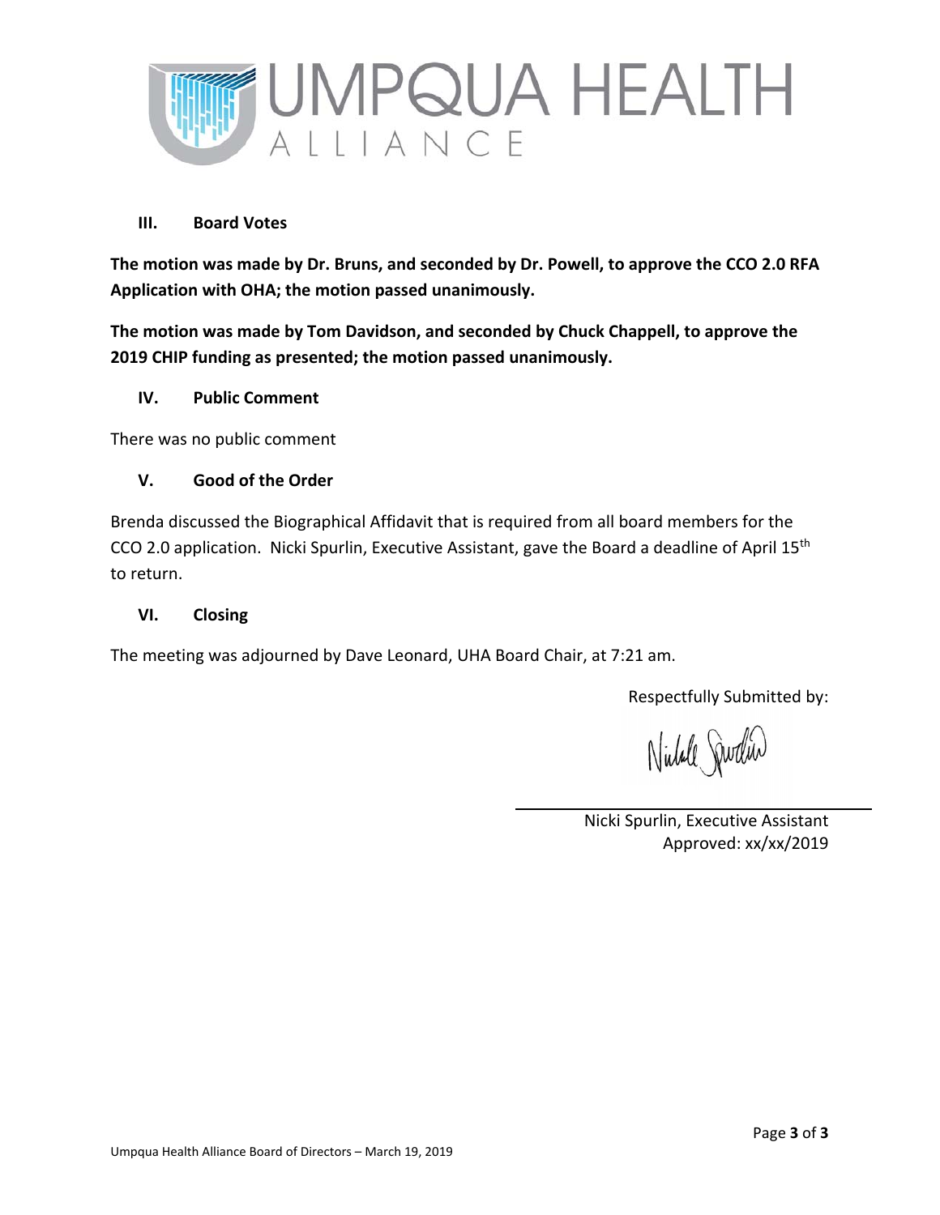### III. Board Votes

**The motion was made by Dr. Bruns, and seconded by Dr. Powell, to approve the CCO 2.0 RFA Application with OHA; the motion passed unanimously.**

**The motion was made by Tom Davidson, and seconded by Chuck Chappell, to approve the 2019 CHIP funding as presented; the motion passed unanimously.**

### IV. Public Comment

There was no public comment

### V. Good of the Order

Brenda discussed the Biographical Affidavit that is required from all board members for the CCO 2.0 application. Nicki Spurlin, Executive Assistant, gave the Board a deadline of April 15th to return.

### VI. Closing

The meeting was adjourned by Dave Leonard, UHA Board Chair, at 7:21 am.

Respectfully Submitted by:

Nichole Spurlin

Nicki Spurlin, Executive Assistant
Approved: xx/xx/2019